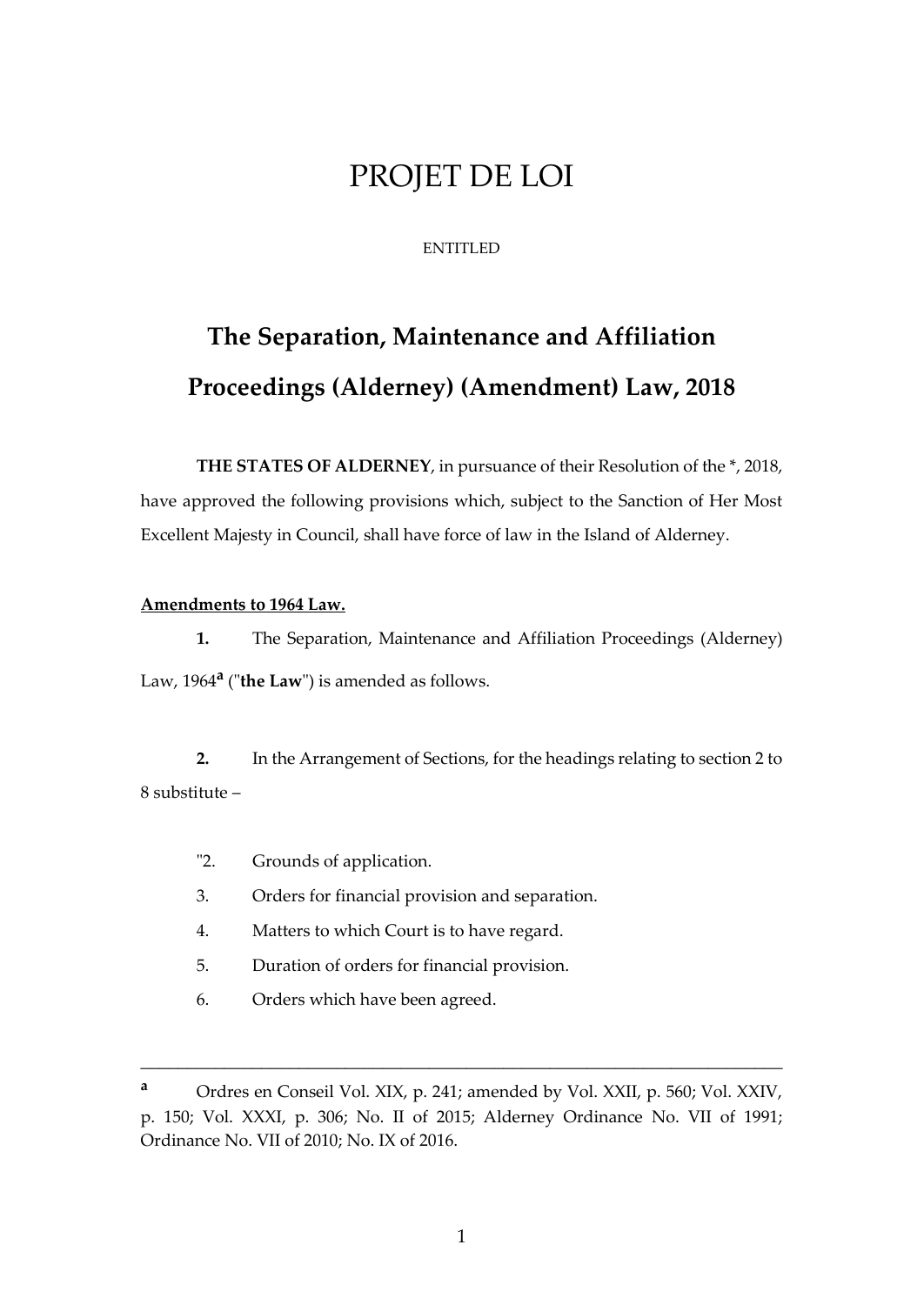# PROJET DE LOI

ENTITLED

## The Separation, Maintenance and Affiliation Proceedings (Alderney) (Amendment) Law, 2018

**THE STATES OF ALDERNEY**, in pursuance of their Resolution of the *, 2018, have approved the following provisions which, subject to the Sanction of Her Most Excellent Majesty in Council, shall have force of law in the Island of Alderney.

**Amendments to 1964 Law.**

**1.** The Separation, Maintenance and Affiliation Proceedings (Alderney) Law, 1964[a] ("**the Law**") is amended as follows.

**2.** In the Arrangement of Sections, for the headings relating to section 2 to 8 substitute –

"2. Grounds of application.

3. Orders for financial provision and separation.

4. Matters to which Court is to have regard.

5. Duration of orders for financial provision.

6. Orders which have been agreed.

---

[a] Ordres en Conseil Vol. XIX, p. 241; amended by Vol. XXII, p. 560; Vol. XXIV, p. 150; Vol. XXXI, p. 306; No. II of 2015; Alderney Ordinance No. VII of 1991; Ordinance No. VII of 2010; No. IX of 2016.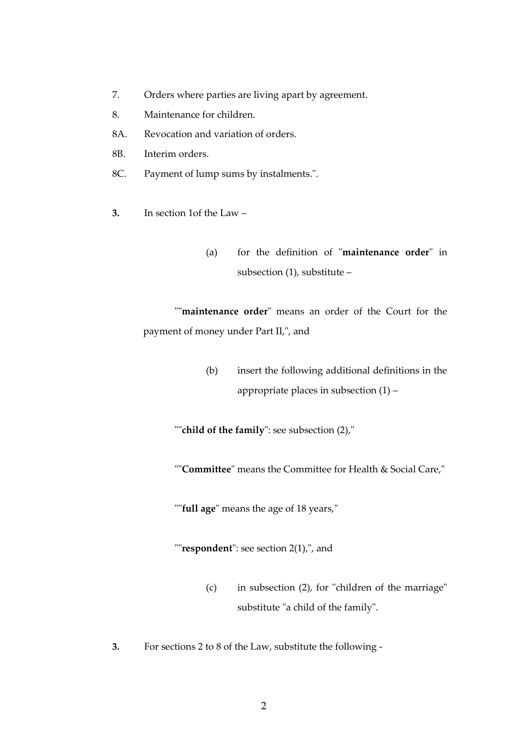7. Orders where parties are living apart by agreement.

8. Maintenance for children.

8A. Revocation and variation of orders.

8B. Interim orders.

8C. Payment of lump sums by instalments.".

**3.** In section 1of the Law –

(a) for the definition of "**maintenance order**" in subsection (1), substitute –

""**maintenance order**" means an order of the Court for the payment of money under Part II,", and

(b) insert the following additional definitions in the appropriate places in subsection (1) –

""**child of the family**": see subsection (2),"

""**Committee**" means the Committee for Health & Social Care,"

""**full age**" means the age of 18 years,"

""**respondent**": see section 2(1),", and

(c) in subsection (2), for "children of the marriage" substitute "a child of the family".

**3.** For sections 2 to 8 of the Law, substitute the following -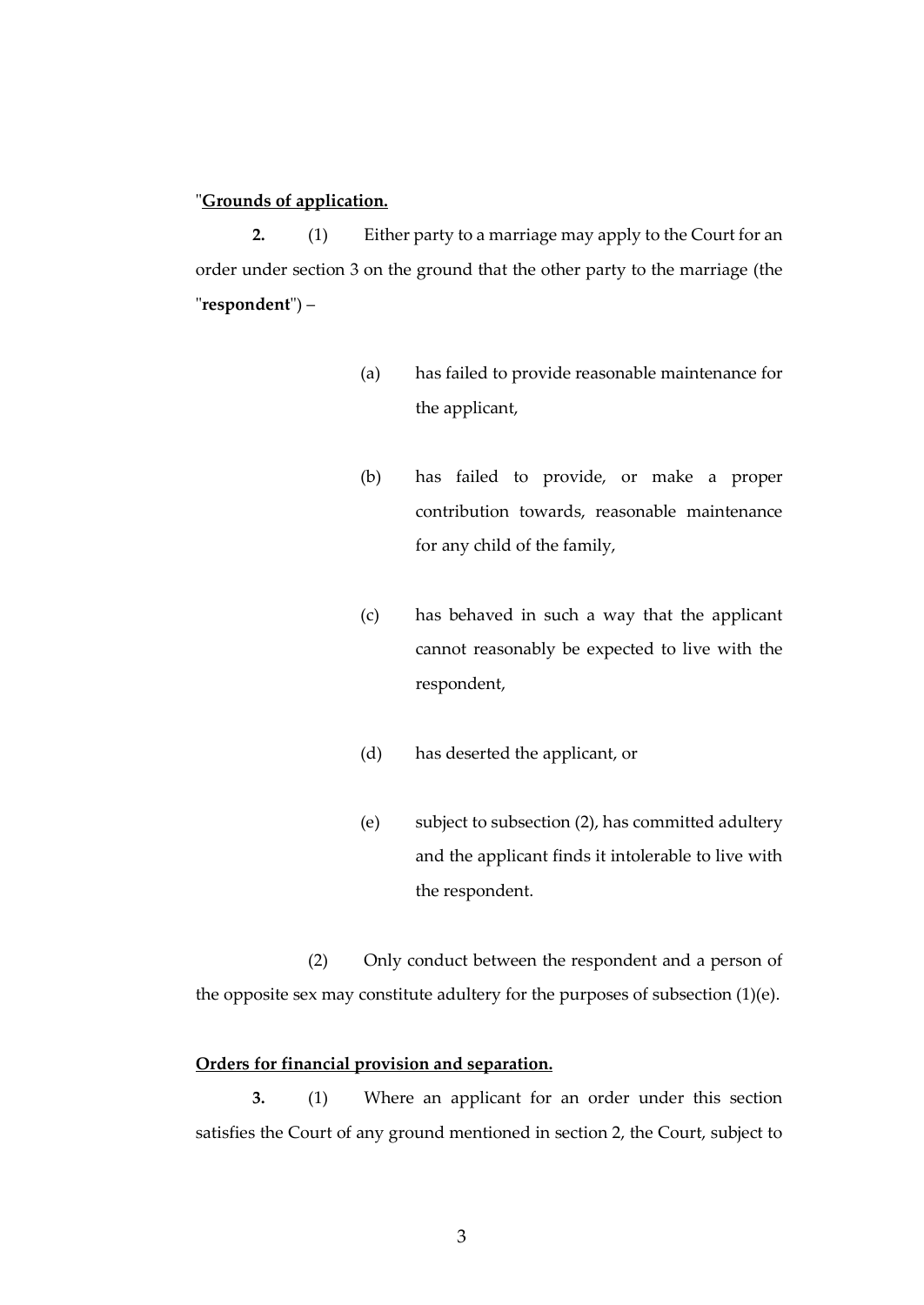"**Grounds of application.**

**2.** (1) Either party to a marriage may apply to the Court for an order under section 3 on the ground that the other party to the marriage (the "**respondent**") –

(a) has failed to provide reasonable maintenance for the applicant,

(b) has failed to provide, or make a proper contribution towards, reasonable maintenance for any child of the family,

(c) has behaved in such a way that the applicant cannot reasonably be expected to live with the respondent,

(d) has deserted the applicant, or

(e) subject to subsection (2), has committed adultery and the applicant finds it intolerable to live with the respondent.

(2) Only conduct between the respondent and a person of the opposite sex may constitute adultery for the purposes of subsection (1)(e).

**Orders for financial provision and separation.**

**3.** (1) Where an applicant for an order under this section satisfies the Court of any ground mentioned in section 2, the Court, subject to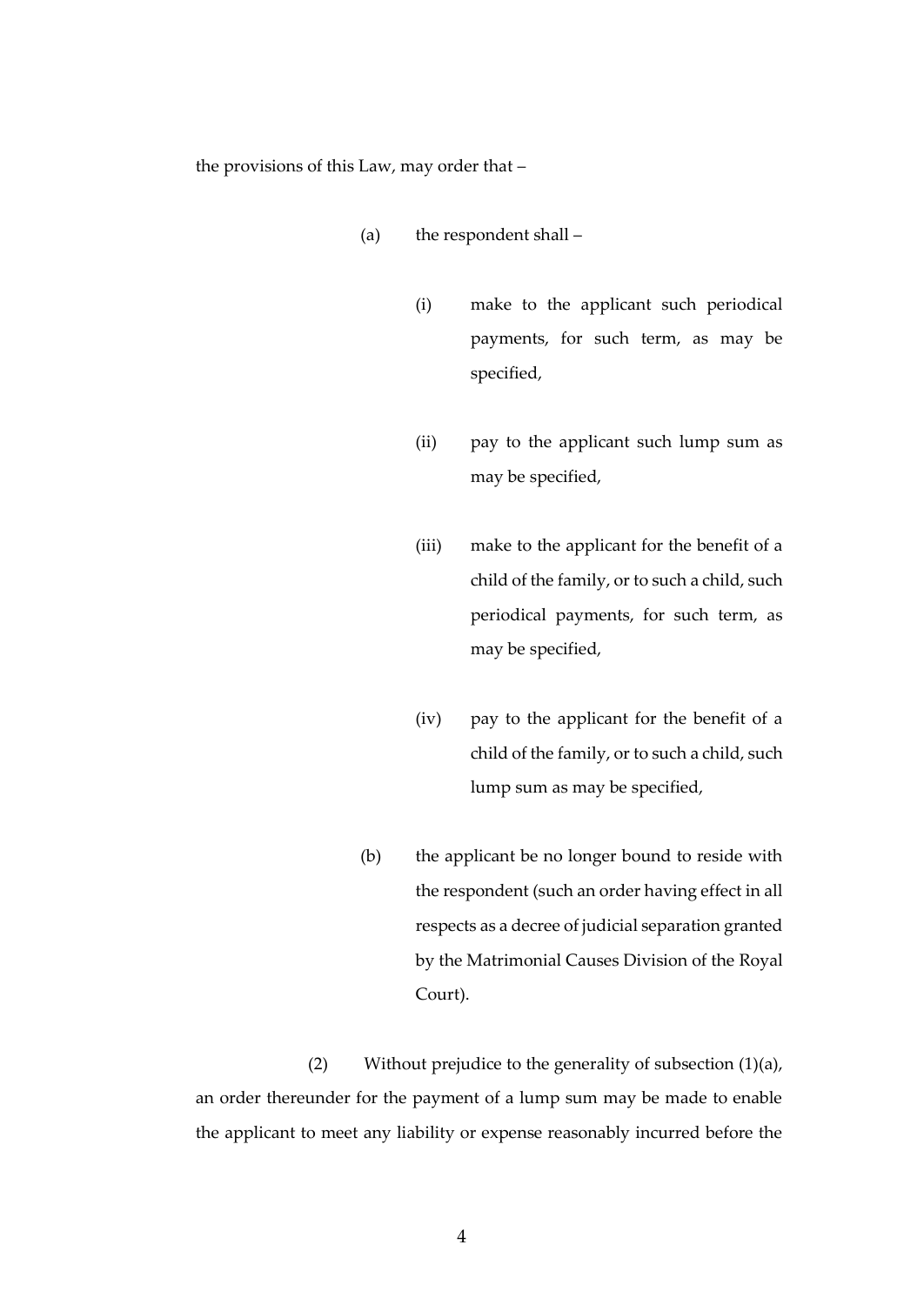the provisions of this Law, may order that –

(a) the respondent shall –

(i) make to the applicant such periodical payments, for such term, as may be specified,

(ii) pay to the applicant such lump sum as may be specified,

(iii) make to the applicant for the benefit of a child of the family, or to such a child, such periodical payments, for such term, as may be specified,

(iv) pay to the applicant for the benefit of a child of the family, or to such a child, such lump sum as may be specified,

(b) the applicant be no longer bound to reside with the respondent (such an order having effect in all respects as a decree of judicial separation granted by the Matrimonial Causes Division of the Royal Court).

(2) Without prejudice to the generality of subsection (1)(a), an order thereunder for the payment of a lump sum may be made to enable the applicant to meet any liability or expense reasonably incurred before the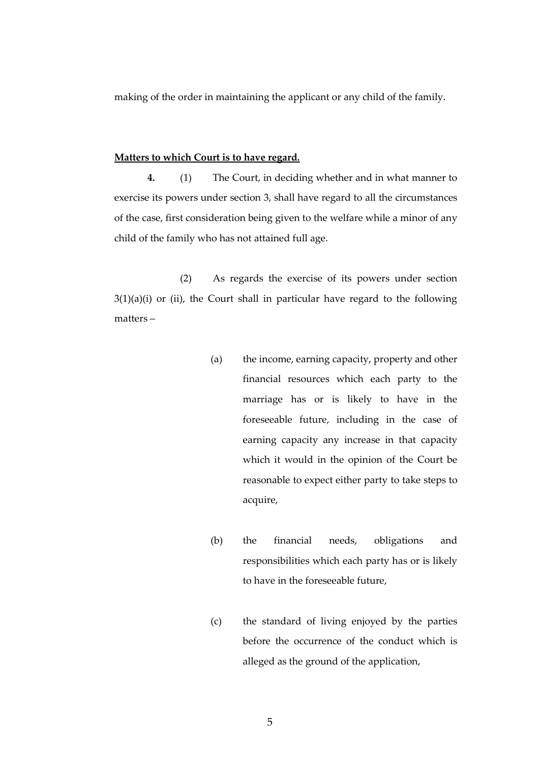making of the order in maintaining the applicant or any child of the family.

**Matters to which Court is to have regard.**

**4.** (1) The Court, in deciding whether and in what manner to exercise its powers under section 3, shall have regard to all the circumstances of the case, first consideration being given to the welfare while a minor of any child of the family who has not attained full age.

(2) As regards the exercise of its powers under section 3(1)(a)(i) or (ii), the Court shall in particular have regard to the following matters –

(a) the income, earning capacity, property and other financial resources which each party to the marriage has or is likely to have in the foreseeable future, including in the case of earning capacity any increase in that capacity which it would in the opinion of the Court be reasonable to expect either party to take steps to acquire,

(b) the financial needs, obligations and responsibilities which each party has or is likely to have in the foreseeable future,

(c) the standard of living enjoyed by the parties before the occurrence of the conduct which is alleged as the ground of the application,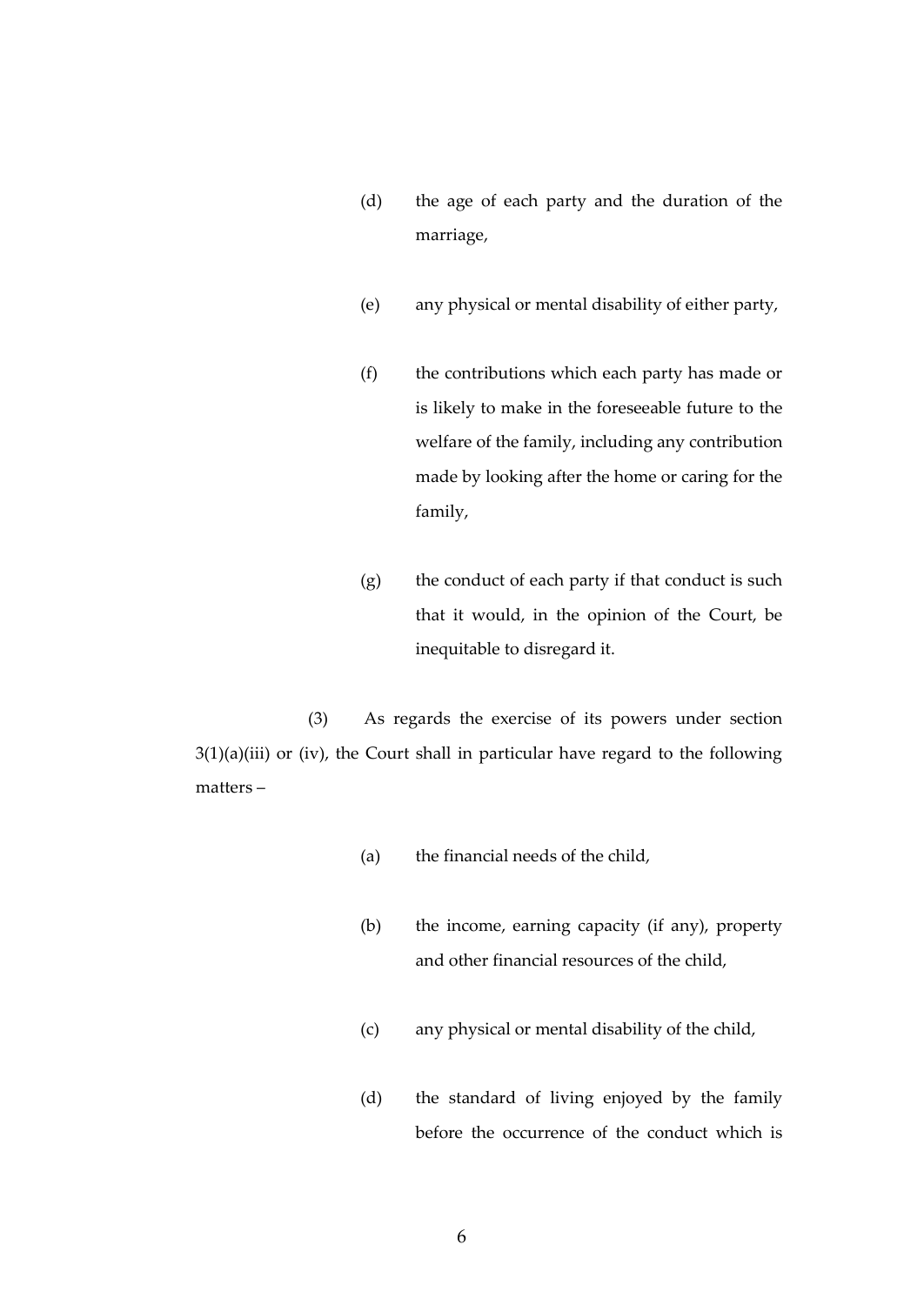(d) the age of each party and the duration of the marriage,

(e) any physical or mental disability of either party,

(f) the contributions which each party has made or is likely to make in the foreseeable future to the welfare of the family, including any contribution made by looking after the home or caring for the family,

(g) the conduct of each party if that conduct is such that it would, in the opinion of the Court, be inequitable to disregard it.

(3) As regards the exercise of its powers under section 3(1)(a)(iii) or (iv), the Court shall in particular have regard to the following matters –

(a) the financial needs of the child,

(b) the income, earning capacity (if any), property and other financial resources of the child,

(c) any physical or mental disability of the child,

(d) the standard of living enjoyed by the family before the occurrence of the conduct which is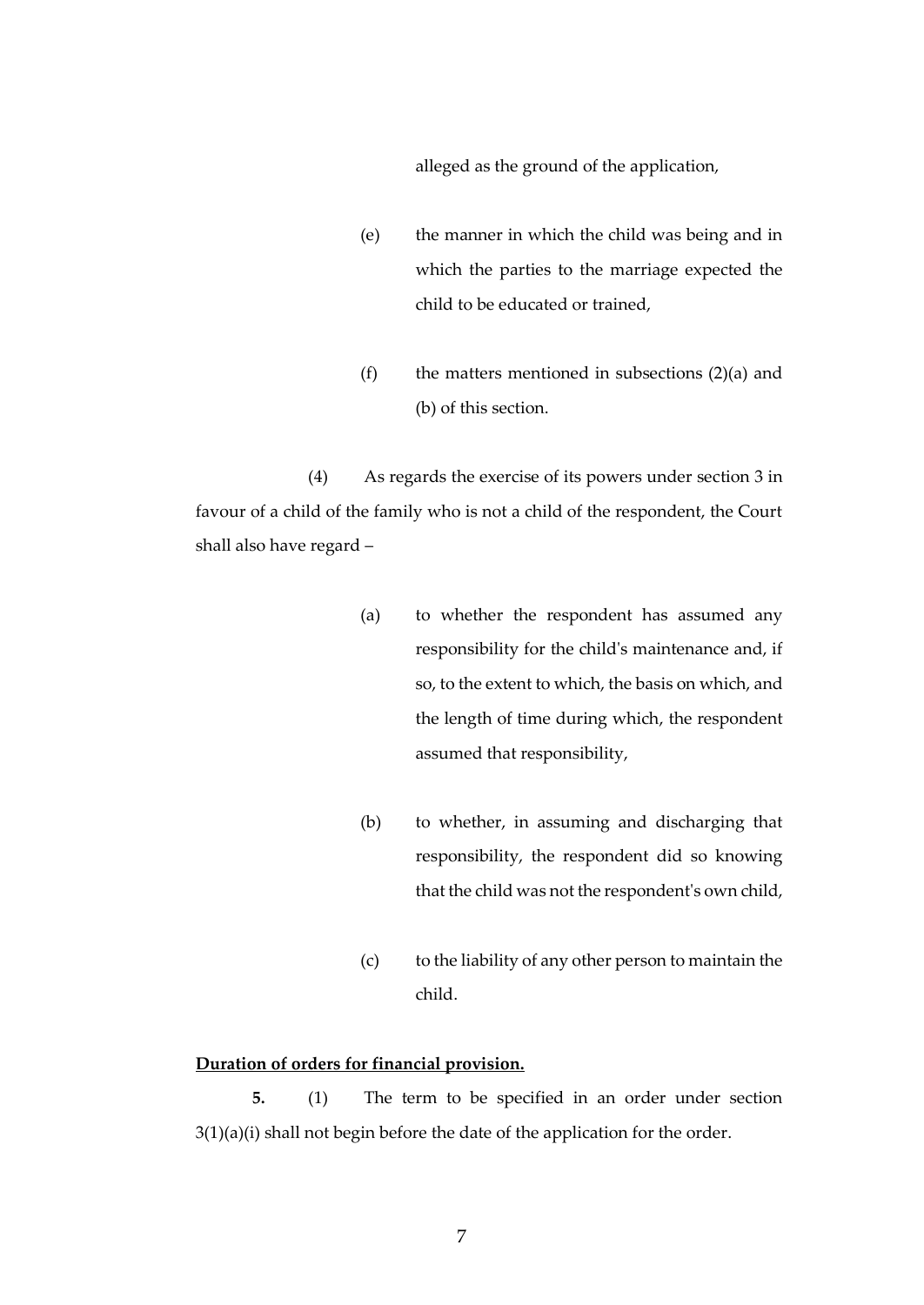alleged as the ground of the application,

(e) the manner in which the child was being and in which the parties to the marriage expected the child to be educated or trained,

(f) the matters mentioned in subsections (2)(a) and (b) of this section.

(4) As regards the exercise of its powers under section 3 in favour of a child of the family who is not a child of the respondent, the Court shall also have regard –

(a) to whether the respondent has assumed any responsibility for the child's maintenance and, if so, to the extent to which, the basis on which, and the length of time during which, the respondent assumed that responsibility,

(b) to whether, in assuming and discharging that responsibility, the respondent did so knowing that the child was not the respondent's own child,

(c) to the liability of any other person to maintain the child.

**Duration of orders for financial provision.**

**5.** (1) The term to be specified in an order under section 3(1)(a)(i) shall not begin before the date of the application for the order.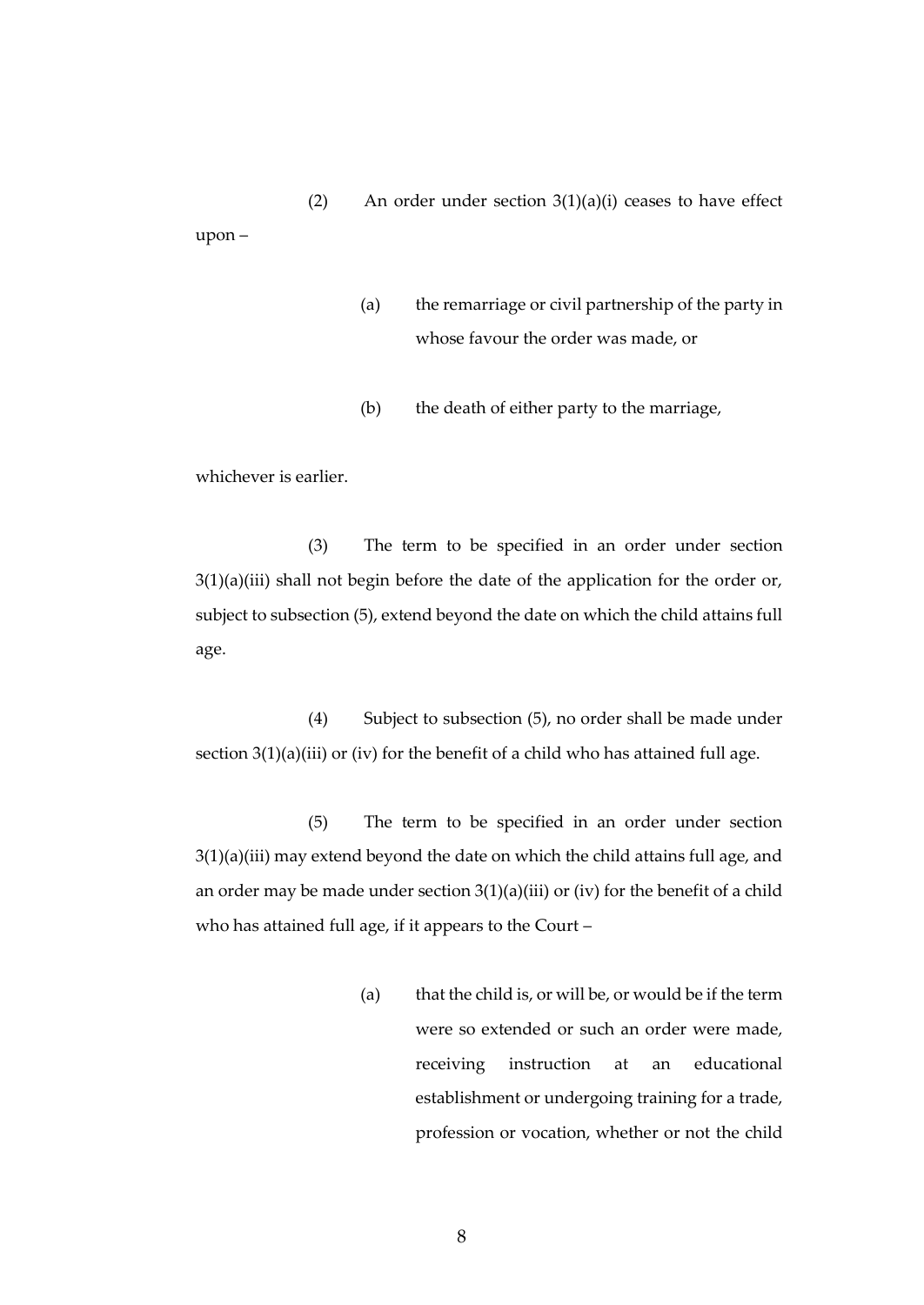(2) An order under section 3(1)(a)(i) ceases to have effect upon –

(a) the remarriage or civil partnership of the party in whose favour the order was made, or

(b) the death of either party to the marriage,

whichever is earlier.

(3) The term to be specified in an order under section 3(1)(a)(iii) shall not begin before the date of the application for the order or, subject to subsection (5), extend beyond the date on which the child attains full age.

(4) Subject to subsection (5), no order shall be made under section 3(1)(a)(iii) or (iv) for the benefit of a child who has attained full age.

(5) The term to be specified in an order under section 3(1)(a)(iii) may extend beyond the date on which the child attains full age, and an order may be made under section 3(1)(a)(iii) or (iv) for the benefit of a child who has attained full age, if it appears to the Court –

(a) that the child is, or will be, or would be if the term were so extended or such an order were made, receiving instruction at an educational establishment or undergoing training for a trade, profession or vocation, whether or not the child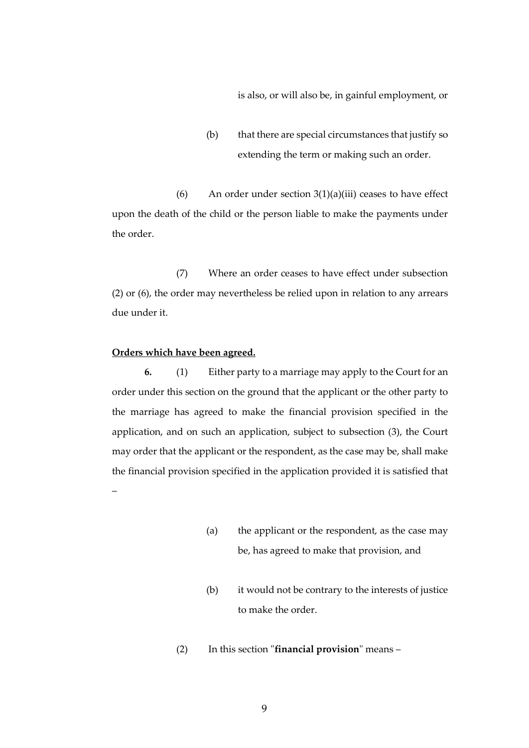is also, or will also be, in gainful employment, or

(b) that there are special circumstances that justify so extending the term or making such an order.

(6) An order under section 3(1)(a)(iii) ceases to have effect upon the death of the child or the person liable to make the payments under the order.

(7) Where an order ceases to have effect under subsection (2) or (6), the order may nevertheless be relied upon in relation to any arrears due under it.

**Orders which have been agreed.**

**6.** (1) Either party to a marriage may apply to the Court for an order under this section on the ground that the applicant or the other party to the marriage has agreed to make the financial provision specified in the application, and on such an application, subject to subsection (3), the Court may order that the applicant or the respondent, as the case may be, shall make the financial provision specified in the application provided it is satisfied that –

(a) the applicant or the respondent, as the case may be, has agreed to make that provision, and

(b) it would not be contrary to the interests of justice to make the order.

(2) In this section "**financial provision**" means –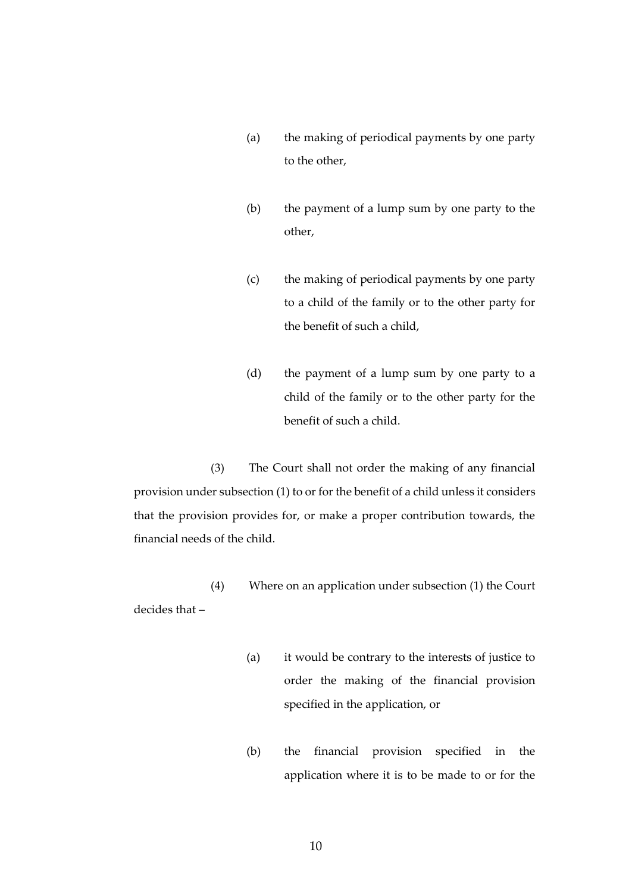(a) the making of periodical payments by one party to the other,

(b) the payment of a lump sum by one party to the other,

(c) the making of periodical payments by one party to a child of the family or to the other party for the benefit of such a child,

(d) the payment of a lump sum by one party to a child of the family or to the other party for the benefit of such a child.

(3) The Court shall not order the making of any financial provision under subsection (1) to or for the benefit of a child unless it considers that the provision provides for, or make a proper contribution towards, the financial needs of the child.

(4) Where on an application under subsection (1) the Court decides that –

(a) it would be contrary to the interests of justice to order the making of the financial provision specified in the application, or

(b) the financial provision specified in the application where it is to be made to or for the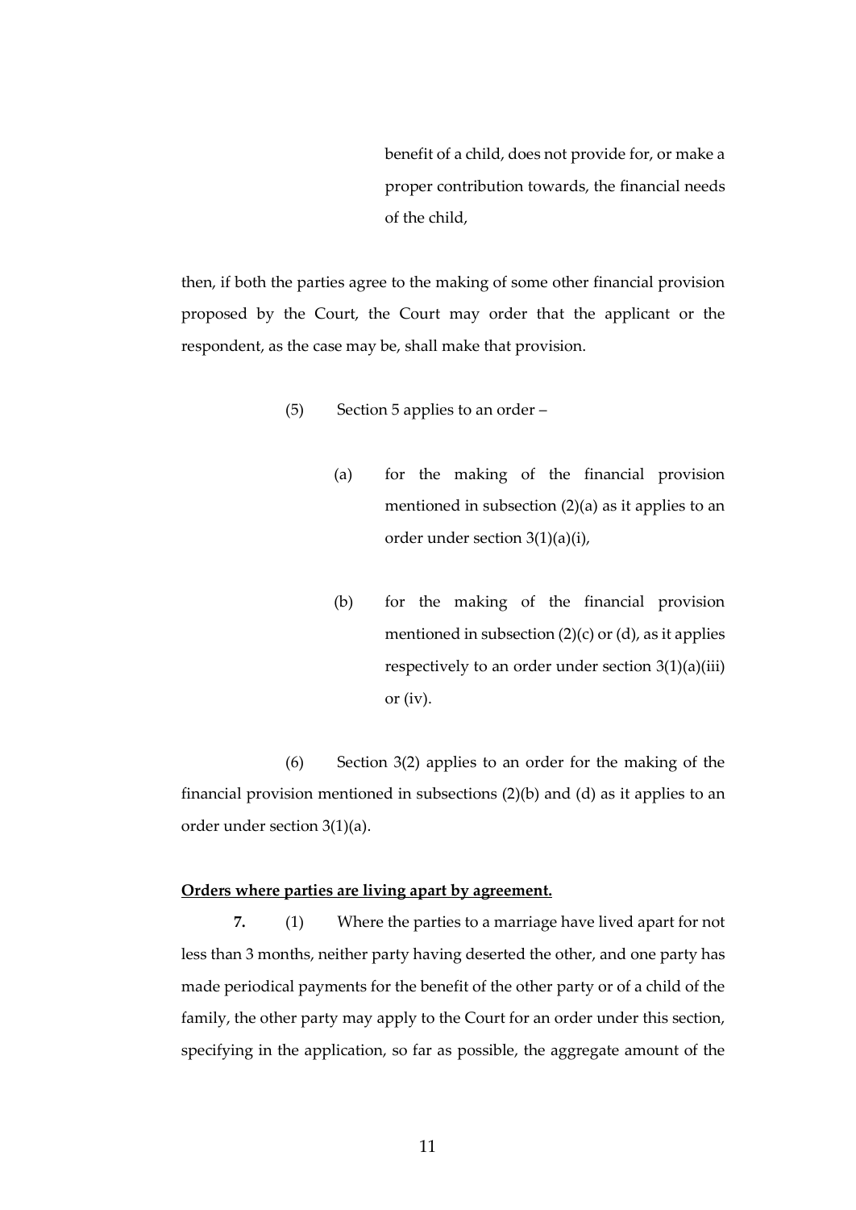benefit of a child, does not provide for, or make a proper contribution towards, the financial needs of the child,

then, if both the parties agree to the making of some other financial provision proposed by the Court, the Court may order that the applicant or the respondent, as the case may be, shall make that provision.

(5) Section 5 applies to an order –

(a) for the making of the financial provision mentioned in subsection (2)(a) as it applies to an order under section 3(1)(a)(i),

(b) for the making of the financial provision mentioned in subsection (2)(c) or (d), as it applies respectively to an order under section 3(1)(a)(iii) or (iv).

(6) Section 3(2) applies to an order for the making of the financial provision mentioned in subsections (2)(b) and (d) as it applies to an order under section 3(1)(a).

**Orders where parties are living apart by agreement.**

**7.** (1) Where the parties to a marriage have lived apart for not less than 3 months, neither party having deserted the other, and one party has made periodical payments for the benefit of the other party or of a child of the family, the other party may apply to the Court for an order under this section, specifying in the application, so far as possible, the aggregate amount of the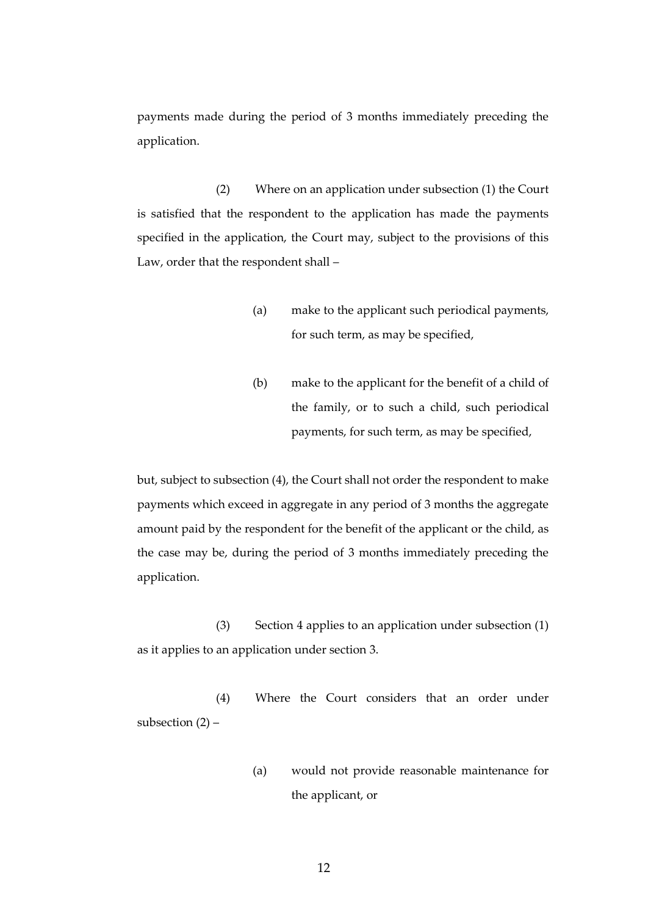payments made during the period of 3 months immediately preceding the application.

(2) Where on an application under subsection (1) the Court is satisfied that the respondent to the application has made the payments specified in the application, the Court may, subject to the provisions of this Law, order that the respondent shall –

(a) make to the applicant such periodical payments, for such term, as may be specified,

(b) make to the applicant for the benefit of a child of the family, or to such a child, such periodical payments, for such term, as may be specified,

but, subject to subsection (4), the Court shall not order the respondent to make payments which exceed in aggregate in any period of 3 months the aggregate amount paid by the respondent for the benefit of the applicant or the child, as the case may be, during the period of 3 months immediately preceding the application.

(3) Section 4 applies to an application under subsection (1) as it applies to an application under section 3.

(4) Where the Court considers that an order under subsection (2) –

(a) would not provide reasonable maintenance for the applicant, or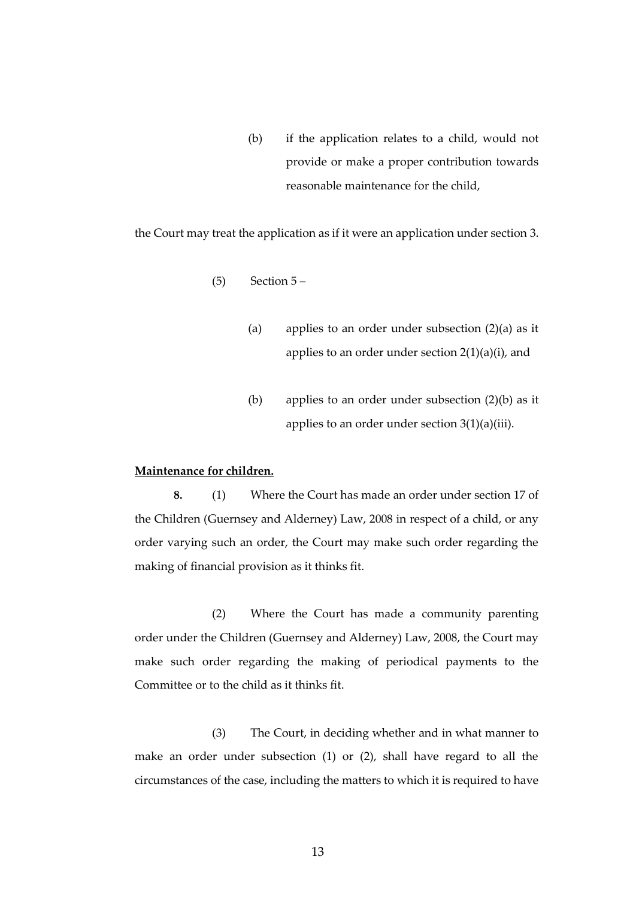(b) if the application relates to a child, would not provide or make a proper contribution towards reasonable maintenance for the child,

the Court may treat the application as if it were an application under section 3.

(5) Section 5 –

(a) applies to an order under subsection (2)(a) as it applies to an order under section 2(1)(a)(i), and

(b) applies to an order under subsection (2)(b) as it applies to an order under section 3(1)(a)(iii).

**Maintenance for children.**

**8.** (1) Where the Court has made an order under section 17 of the Children (Guernsey and Alderney) Law, 2008 in respect of a child, or any order varying such an order, the Court may make such order regarding the making of financial provision as it thinks fit.

(2) Where the Court has made a community parenting order under the Children (Guernsey and Alderney) Law, 2008, the Court may make such order regarding the making of periodical payments to the Committee or to the child as it thinks fit.

(3) The Court, in deciding whether and in what manner to make an order under subsection (1) or (2), shall have regard to all the circumstances of the case, including the matters to which it is required to have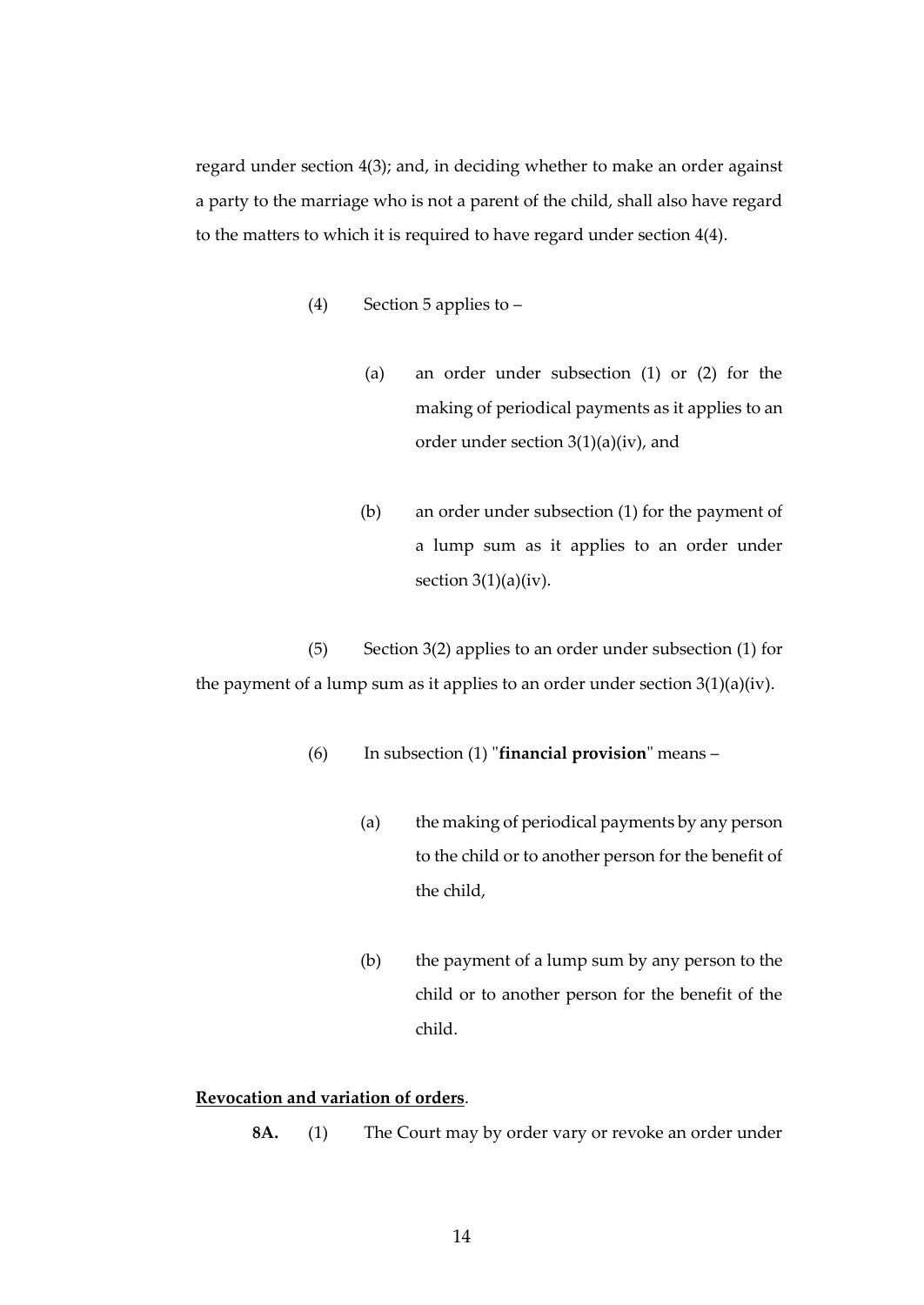regard under section 4(3); and, in deciding whether to make an order against a party to the marriage who is not a parent of the child, shall also have regard to the matters to which it is required to have regard under section 4(4).

(4) Section 5 applies to –

(a) an order under subsection (1) or (2) for the making of periodical payments as it applies to an order under section 3(1)(a)(iv), and

(b) an order under subsection (1) for the payment of a lump sum as it applies to an order under section 3(1)(a)(iv).

(5) Section 3(2) applies to an order under subsection (1) for the payment of a lump sum as it applies to an order under section 3(1)(a)(iv).

(6) In subsection (1) "**financial provision**" means –

(a) the making of periodical payments by any person to the child or to another person for the benefit of the child,

(b) the payment of a lump sum by any person to the child or to another person for the benefit of the child.

**Revocation and variation of orders**.

**8A.** (1) The Court may by order vary or revoke an order under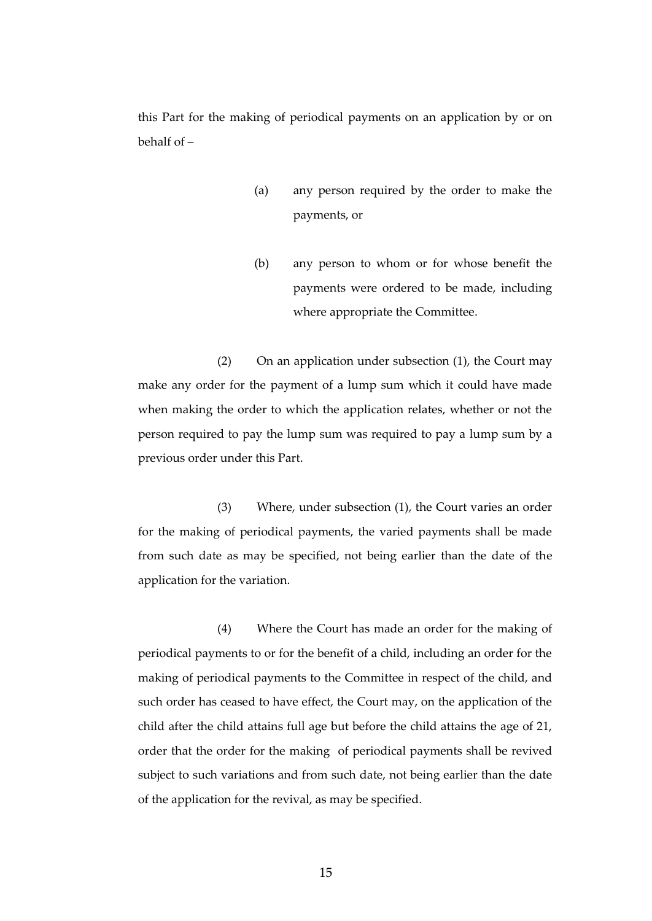this Part for the making of periodical payments on an application by or on behalf of –

(a) any person required by the order to make the payments, or

(b) any person to whom or for whose benefit the payments were ordered to be made, including where appropriate the Committee.

(2) On an application under subsection (1), the Court may make any order for the payment of a lump sum which it could have made when making the order to which the application relates, whether or not the person required to pay the lump sum was required to pay a lump sum by a previous order under this Part.

(3) Where, under subsection (1), the Court varies an order for the making of periodical payments, the varied payments shall be made from such date as may be specified, not being earlier than the date of the application for the variation.

(4) Where the Court has made an order for the making of periodical payments to or for the benefit of a child, including an order for the making of periodical payments to the Committee in respect of the child, and such order has ceased to have effect, the Court may, on the application of the child after the child attains full age but before the child attains the age of 21, order that the order for the making of periodical payments shall be revived subject to such variations and from such date, not being earlier than the date of the application for the revival, as may be specified.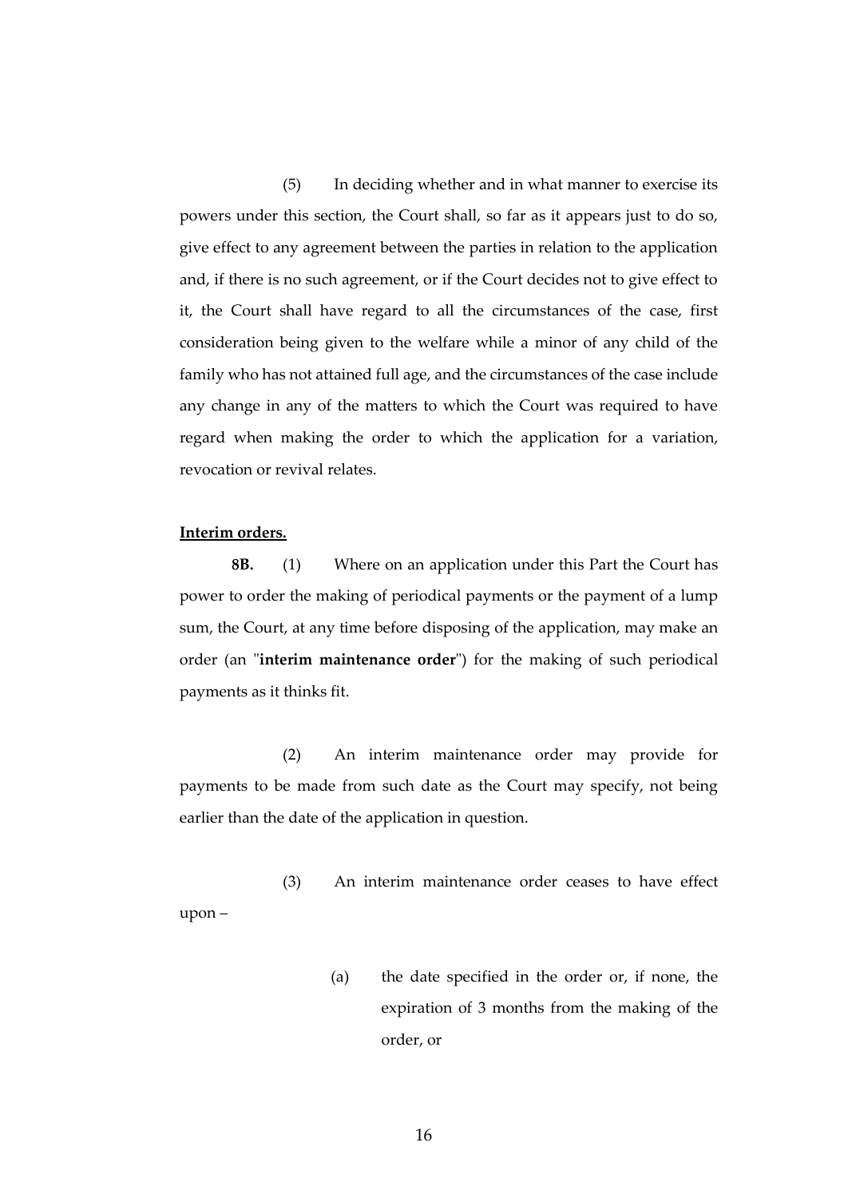(5) In deciding whether and in what manner to exercise its powers under this section, the Court shall, so far as it appears just to do so, give effect to any agreement between the parties in relation to the application and, if there is no such agreement, or if the Court decides not to give effect to it, the Court shall have regard to all the circumstances of the case, first consideration being given to the welfare while a minor of any child of the family who has not attained full age, and the circumstances of the case include any change in any of the matters to which the Court was required to have regard when making the order to which the application for a variation, revocation or revival relates.

**Interim orders.**

**8B.** (1) Where on an application under this Part the Court has power to order the making of periodical payments or the payment of a lump sum, the Court, at any time before disposing of the application, may make an order (an "**interim maintenance order**") for the making of such periodical payments as it thinks fit.

(2) An interim maintenance order may provide for payments to be made from such date as the Court may specify, not being earlier than the date of the application in question.

(3) An interim maintenance order ceases to have effect upon –

(a) the date specified in the order or, if none, the expiration of 3 months from the making of the order, or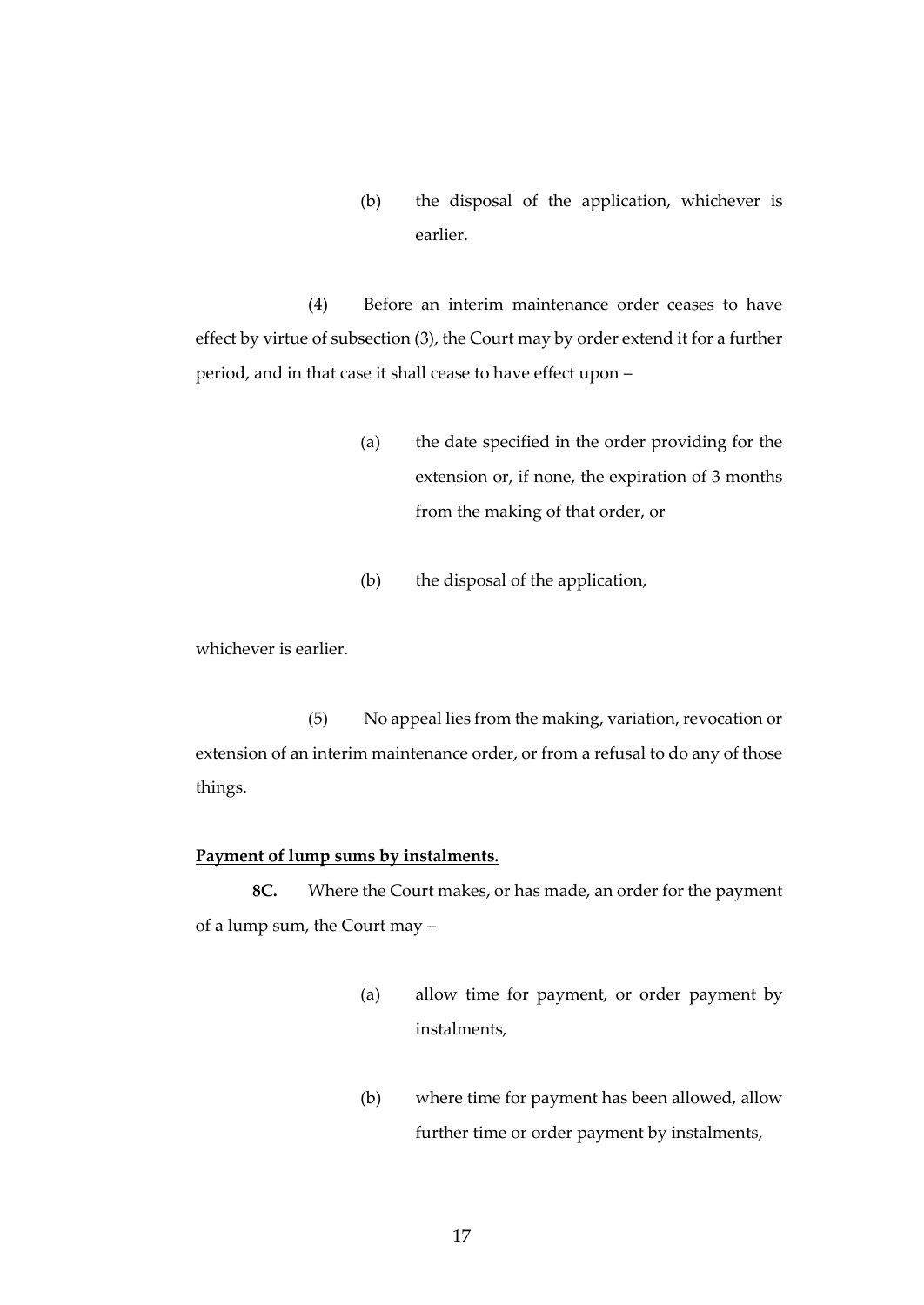(b) the disposal of the application, whichever is earlier.

(4) Before an interim maintenance order ceases to have effect by virtue of subsection (3), the Court may by order extend it for a further period, and in that case it shall cease to have effect upon –

(a) the date specified in the order providing for the extension or, if none, the expiration of 3 months from the making of that order, or

(b) the disposal of the application,

whichever is earlier.

(5) No appeal lies from the making, variation, revocation or extension of an interim maintenance order, or from a refusal to do any of those things.

**Payment of lump sums by instalments.**

**8C.** Where the Court makes, or has made, an order for the payment of a lump sum, the Court may –

(a) allow time for payment, or order payment by instalments,

(b) where time for payment has been allowed, allow further time or order payment by instalments,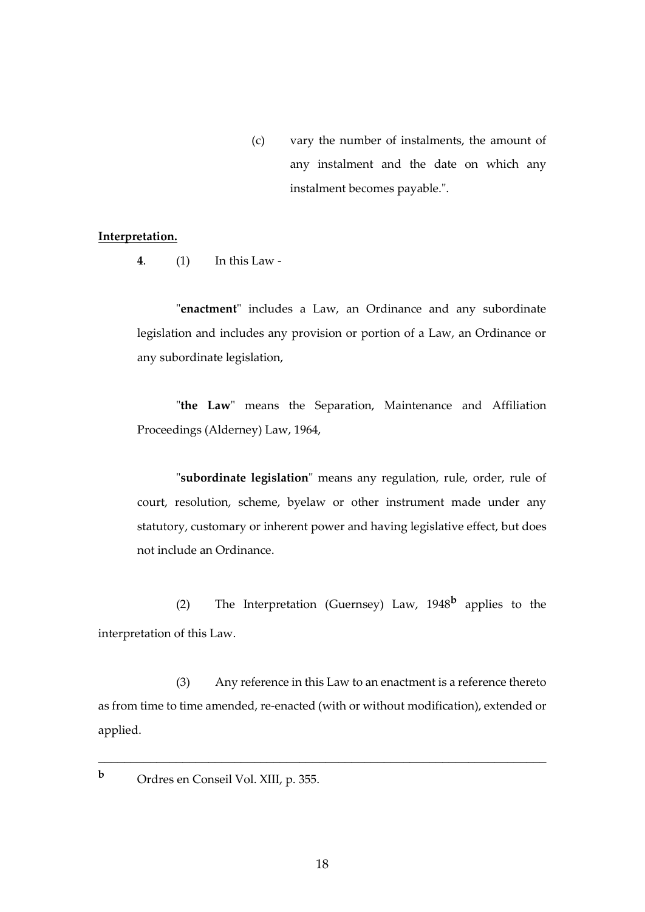(c) vary the number of instalments, the amount of any instalment and the date on which any instalment becomes payable.".

**Interpretation.**

**4**. (1) In this Law -

"**enactment**" includes a Law, an Ordinance and any subordinate legislation and includes any provision or portion of a Law, an Ordinance or any subordinate legislation,

"**the Law**" means the Separation, Maintenance and Affiliation Proceedings (Alderney) Law, 1964,

"**subordinate legislation**" means any regulation, rule, order, rule of court, resolution, scheme, byelaw or other instrument made under any statutory, customary or inherent power and having legislative effect, but does not include an Ordinance.

(2) The Interpretation (Guernsey) Law, 1948[b] applies to the interpretation of this Law.

(3) Any reference in this Law to an enactment is a reference thereto as from time to time amended, re-enacted (with or without modification), extended or applied.

---

[b] Ordres en Conseil Vol. XIII, p. 355.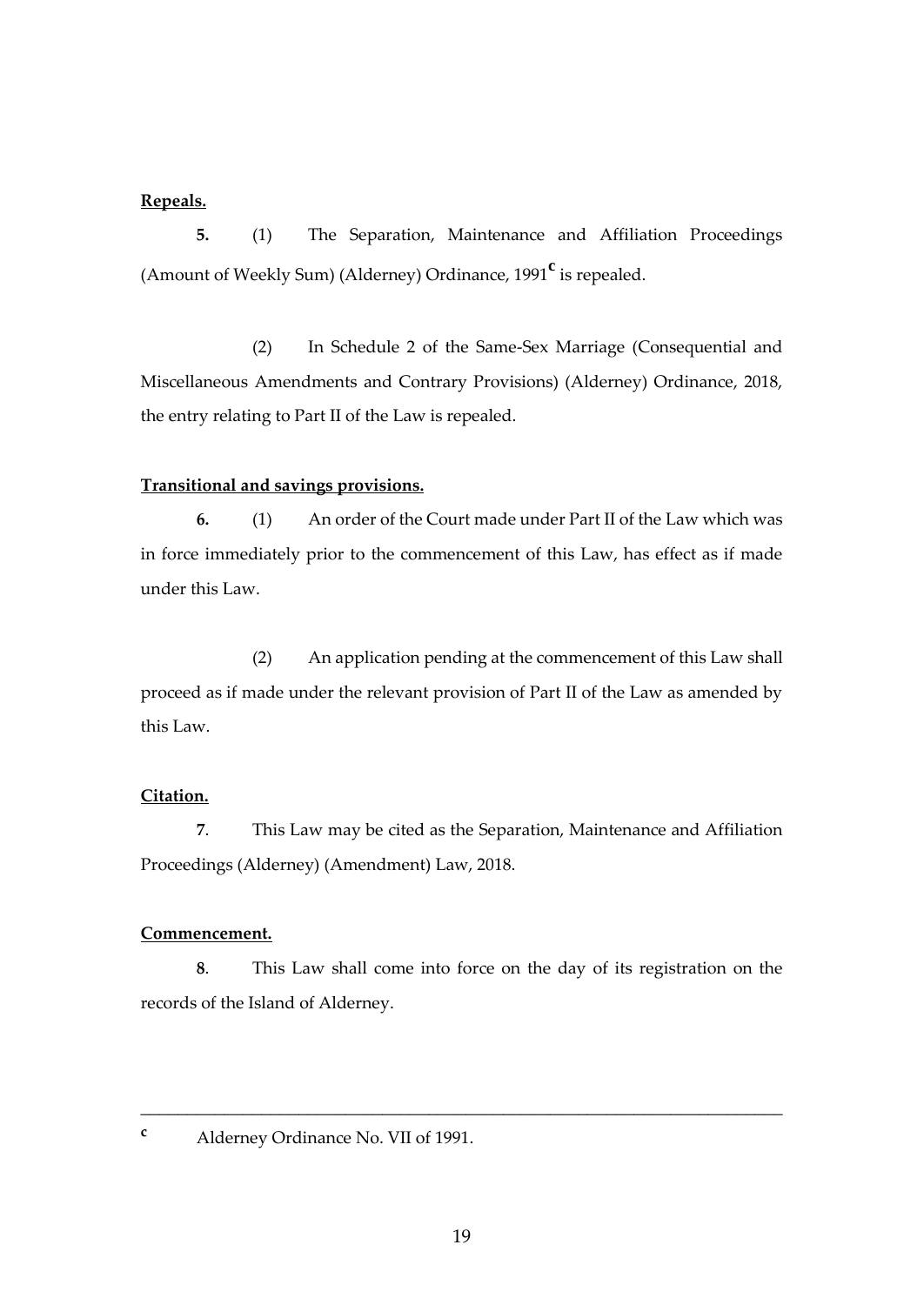**Repeals.**

**5.** (1) The Separation, Maintenance and Affiliation Proceedings (Amount of Weekly Sum) (Alderney) Ordinance, 1991[c] is repealed.

(2) In Schedule 2 of the Same-Sex Marriage (Consequential and Miscellaneous Amendments and Contrary Provisions) (Alderney) Ordinance, 2018, the entry relating to Part II of the Law is repealed.

**Transitional and savings provisions.**

**6.** (1) An order of the Court made under Part II of the Law which was in force immediately prior to the commencement of this Law, has effect as if made under this Law.

(2) An application pending at the commencement of this Law shall proceed as if made under the relevant provision of Part II of the Law as amended by this Law.

**Citation.**

**7**. This Law may be cited as the Separation, Maintenance and Affiliation Proceedings (Alderney) (Amendment) Law, 2018.

**Commencement.**

**8**. This Law shall come into force on the day of its registration on the records of the Island of Alderney.

---

[c] Alderney Ordinance No. VII of 1991.